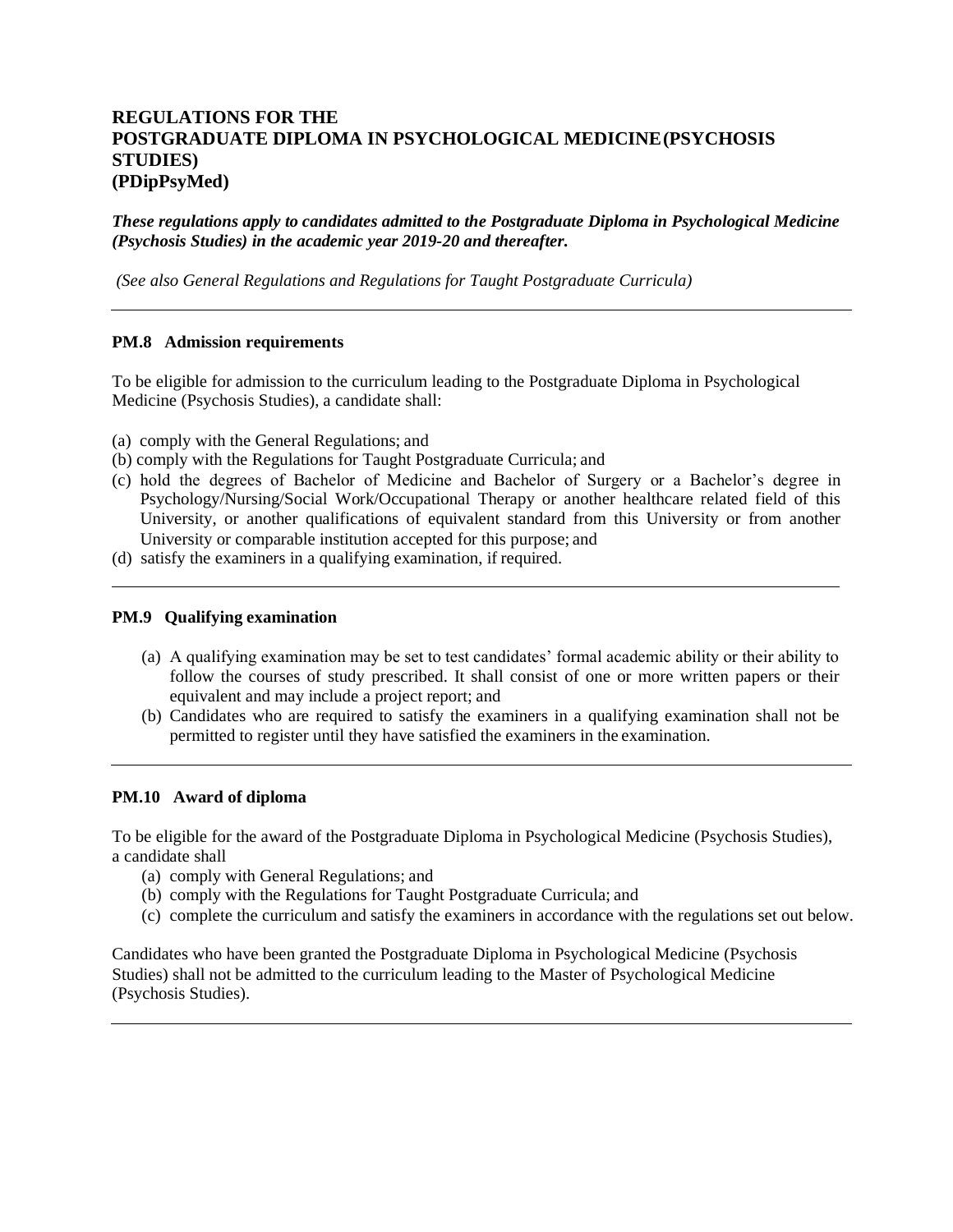# REGULATIONS FOR THE POSTGRADUATE DIPLOMA IN PSYCHOLOGICAL MEDICINE (PSYCHOSIS STUDIES) (PDipPsyMed)

***These regulations apply to candidates admitted to the Postgraduate Diploma in Psychological Medicine (Psychosis Studies) in the academic year 2019-20 and thereafter.***

*(See also General Regulations and Regulations for Taught Postgraduate Curricula)*

---

## PM.8 Admission requirements

To be eligible for admission to the curriculum leading to the Postgraduate Diploma in Psychological Medicine (Psychosis Studies), a candidate shall:

(a) comply with the General Regulations; and
(b) comply with the Regulations for Taught Postgraduate Curricula; and
(c) hold the degrees of Bachelor of Medicine and Bachelor of Surgery or a Bachelor's degree in Psychology/Nursing/Social Work/Occupational Therapy or another healthcare related field of this University, or another qualifications of equivalent standard from this University or from another University or comparable institution accepted for this purpose; and
(d) satisfy the examiners in a qualifying examination, if required.

---

## PM.9 Qualifying examination

(a) A qualifying examination may be set to test candidates' formal academic ability or their ability to follow the courses of study prescribed. It shall consist of one or more written papers or their equivalent and may include a project report; and
(b) Candidates who are required to satisfy the examiners in a qualifying examination shall not be permitted to register until they have satisfied the examiners in the examination.

---

## PM.10 Award of diploma

To be eligible for the award of the Postgraduate Diploma in Psychological Medicine (Psychosis Studies), a candidate shall

(a) comply with General Regulations; and
(b) comply with the Regulations for Taught Postgraduate Curricula; and
(c) complete the curriculum and satisfy the examiners in accordance with the regulations set out below.

Candidates who have been granted the Postgraduate Diploma in Psychological Medicine (Psychosis Studies) shall not be admitted to the curriculum leading to the Master of Psychological Medicine (Psychosis Studies).

---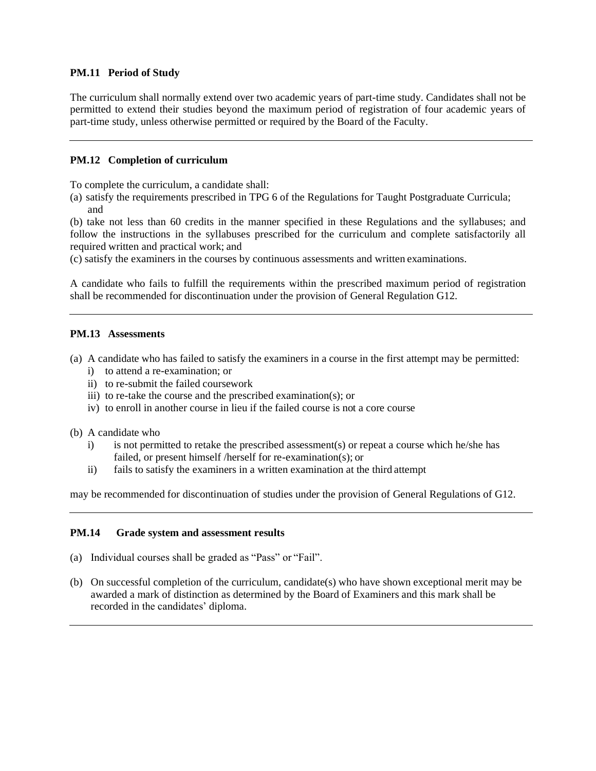**PM.11 Period of Study**

The curriculum shall normally extend over two academic years of part-time study. Candidates shall not be permitted to extend their studies beyond the maximum period of registration of four academic years of part-time study, unless otherwise permitted or required by the Board of the Faculty.

---

**PM.12 Completion of curriculum**

To complete the curriculum, a candidate shall:

(a) satisfy the requirements prescribed in TPG 6 of the Regulations for Taught Postgraduate Curricula; and

(b) take not less than 60 credits in the manner specified in these Regulations and the syllabuses; and follow the instructions in the syllabuses prescribed for the curriculum and complete satisfactorily all required written and practical work; and

(c) satisfy the examiners in the courses by continuous assessments and written examinations.

A candidate who fails to fulfill the requirements within the prescribed maximum period of registration shall be recommended for discontinuation under the provision of General Regulation G12.

---

**PM.13 Assessments**

(a) A candidate who has failed to satisfy the examiners in a course in the first attempt may be permitted:
   i) to attend a re-examination; or
   ii) to re-submit the failed coursework
   iii) to re-take the course and the prescribed examination(s); or
   iv) to enroll in another course in lieu if the failed course is not a core course

(b) A candidate who
   i) is not permitted to retake the prescribed assessment(s) or repeat a course which he/she has failed, or present himself /herself for re-examination(s); or
   ii) fails to satisfy the examiners in a written examination at the third attempt

may be recommended for discontinuation of studies under the provision of General Regulations of G12.

---

**PM.14 Grade system and assessment results**

(a) Individual courses shall be graded as "Pass" or "Fail".

(b) On successful completion of the curriculum, candidate(s) who have shown exceptional merit may be awarded a mark of distinction as determined by the Board of Examiners and this mark shall be recorded in the candidates' diploma.

---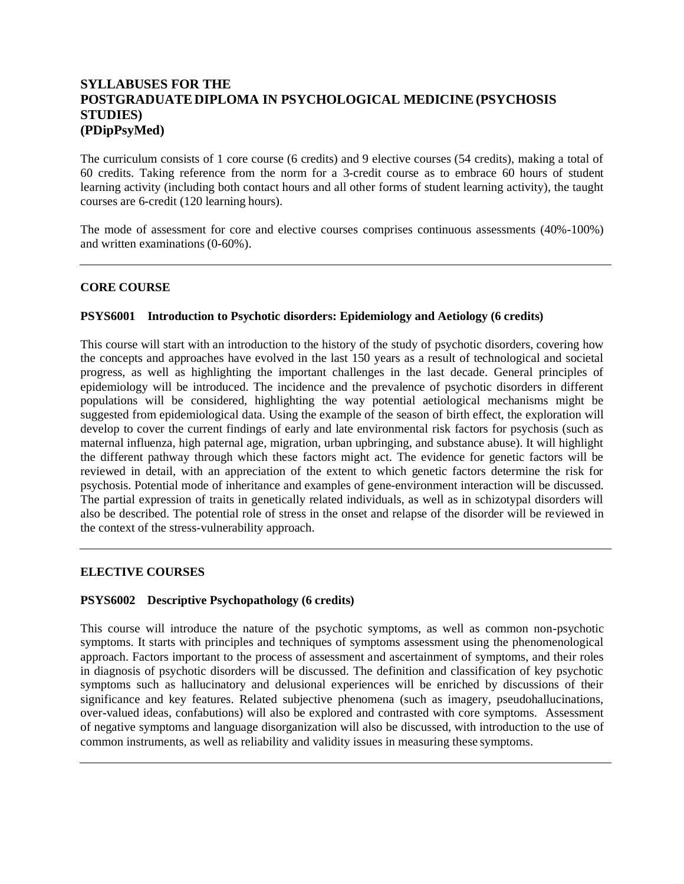# SYLLABUSES FOR THE POSTGRADUATE DIPLOMA IN PSYCHOLOGICAL MEDICINE (PSYCHOSIS STUDIES) (PDipPsyMed)

The curriculum consists of 1 core course (6 credits) and 9 elective courses (54 credits), making a total of 60 credits. Taking reference from the norm for a 3-credit course as to embrace 60 hours of student learning activity (including both contact hours and all other forms of student learning activity), the taught courses are 6-credit (120 learning hours).

The mode of assessment for core and elective courses comprises continuous assessments (40%-100%) and written examinations (0-60%).

---

## CORE COURSE

### PSYS6001 Introduction to Psychotic disorders: Epidemiology and Aetiology (6 credits)

This course will start with an introduction to the history of the study of psychotic disorders, covering how the concepts and approaches have evolved in the last 150 years as a result of technological and societal progress, as well as highlighting the important challenges in the last decade. General principles of epidemiology will be introduced. The incidence and the prevalence of psychotic disorders in different populations will be considered, highlighting the way potential aetiological mechanisms might be suggested from epidemiological data. Using the example of the season of birth effect, the exploration will develop to cover the current findings of early and late environmental risk factors for psychosis (such as maternal influenza, high paternal age, migration, urban upbringing, and substance abuse). It will highlight the different pathway through which these factors might act. The evidence for genetic factors will be reviewed in detail, with an appreciation of the extent to which genetic factors determine the risk for psychosis. Potential mode of inheritance and examples of gene-environment interaction will be discussed. The partial expression of traits in genetically related individuals, as well as in schizotypal disorders will also be described. The potential role of stress in the onset and relapse of the disorder will be reviewed in the context of the stress-vulnerability approach.

---

## ELECTIVE COURSES

### PSYS6002 Descriptive Psychopathology (6 credits)

This course will introduce the nature of the psychotic symptoms, as well as common non-psychotic symptoms. It starts with principles and techniques of symptoms assessment using the phenomenological approach. Factors important to the process of assessment and ascertainment of symptoms, and their roles in diagnosis of psychotic disorders will be discussed. The definition and classification of key psychotic symptoms such as hallucinatory and delusional experiences will be enriched by discussions of their significance and key features. Related subjective phenomena (such as imagery, pseudohallucinations, over-valued ideas, confabutions) will also be explored and contrasted with core symptoms. Assessment of negative symptoms and language disorganization will also be discussed, with introduction to the use of common instruments, as well as reliability and validity issues in measuring these symptoms.

---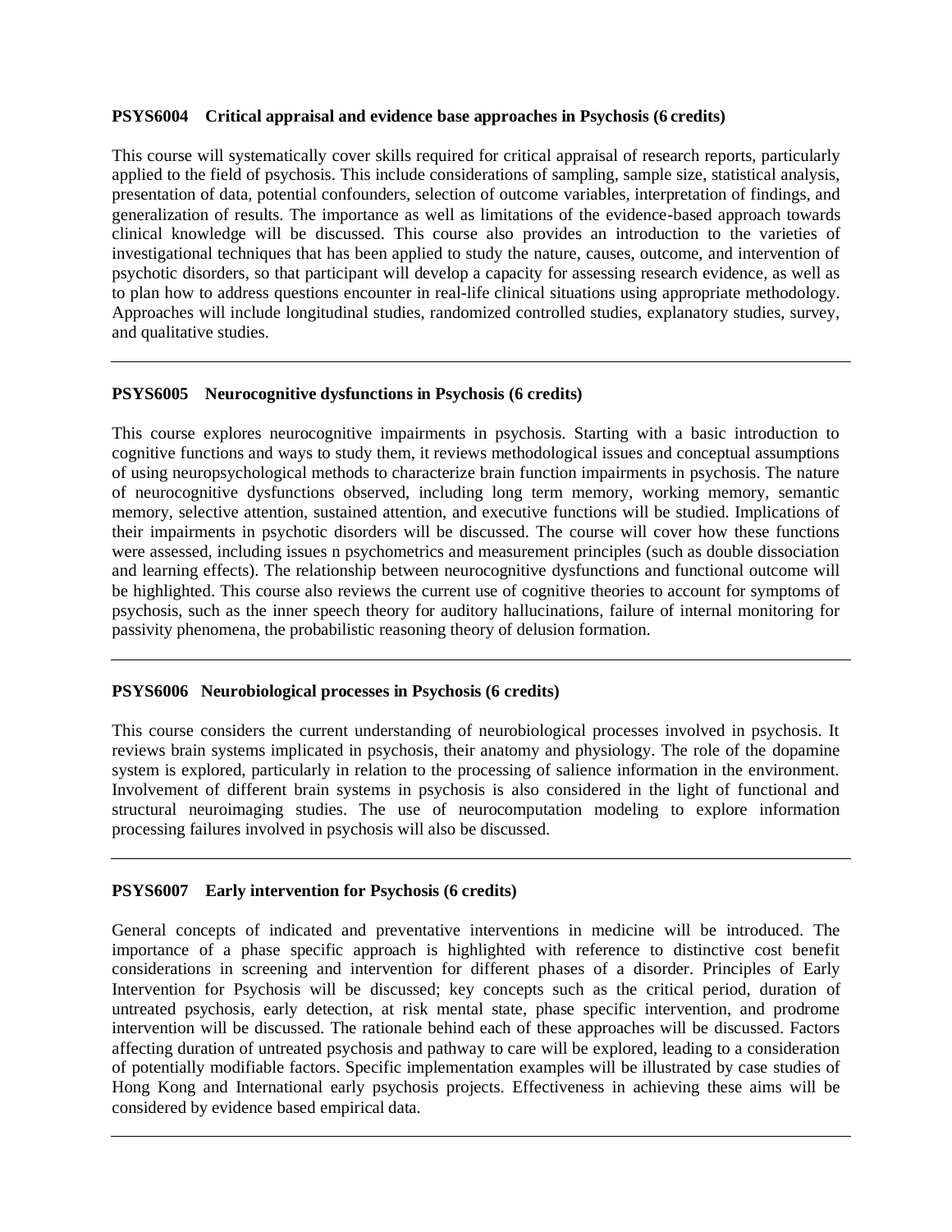**PSYS6004 Critical appraisal and evidence base approaches in Psychosis (6 credits)**

This course will systematically cover skills required for critical appraisal of research reports, particularly applied to the field of psychosis. This include considerations of sampling, sample size, statistical analysis, presentation of data, potential confounders, selection of outcome variables, interpretation of findings, and generalization of results. The importance as well as limitations of the evidence-based approach towards clinical knowledge will be discussed. This course also provides an introduction to the varieties of investigational techniques that has been applied to study the nature, causes, outcome, and intervention of psychotic disorders, so that participant will develop a capacity for assessing research evidence, as well as to plan how to address questions encounter in real-life clinical situations using appropriate methodology. Approaches will include longitudinal studies, randomized controlled studies, explanatory studies, survey, and qualitative studies.

---

**PSYS6005 Neurocognitive dysfunctions in Psychosis (6 credits)**

This course explores neurocognitive impairments in psychosis. Starting with a basic introduction to cognitive functions and ways to study them, it reviews methodological issues and conceptual assumptions of using neuropsychological methods to characterize brain function impairments in psychosis. The nature of neurocognitive dysfunctions observed, including long term memory, working memory, semantic memory, selective attention, sustained attention, and executive functions will be studied. Implications of their impairments in psychotic disorders will be discussed. The course will cover how these functions were assessed, including issues n psychometrics and measurement principles (such as double dissociation and learning effects). The relationship between neurocognitive dysfunctions and functional outcome will be highlighted. This course also reviews the current use of cognitive theories to account for symptoms of psychosis, such as the inner speech theory for auditory hallucinations, failure of internal monitoring for passivity phenomena, the probabilistic reasoning theory of delusion formation.

---

**PSYS6006 Neurobiological processes in Psychosis (6 credits)**

This course considers the current understanding of neurobiological processes involved in psychosis. It reviews brain systems implicated in psychosis, their anatomy and physiology. The role of the dopamine system is explored, particularly in relation to the processing of salience information in the environment. Involvement of different brain systems in psychosis is also considered in the light of functional and structural neuroimaging studies. The use of neurocomputation modeling to explore information processing failures involved in psychosis will also be discussed.

---

**PSYS6007 Early intervention for Psychosis (6 credits)**

General concepts of indicated and preventative interventions in medicine will be introduced. The importance of a phase specific approach is highlighted with reference to distinctive cost benefit considerations in screening and intervention for different phases of a disorder. Principles of Early Intervention for Psychosis will be discussed; key concepts such as the critical period, duration of untreated psychosis, early detection, at risk mental state, phase specific intervention, and prodrome intervention will be discussed. The rationale behind each of these approaches will be discussed. Factors affecting duration of untreated psychosis and pathway to care will be explored, leading to a consideration of potentially modifiable factors. Specific implementation examples will be illustrated by case studies of Hong Kong and International early psychosis projects. Effectiveness in achieving these aims will be considered by evidence based empirical data.

---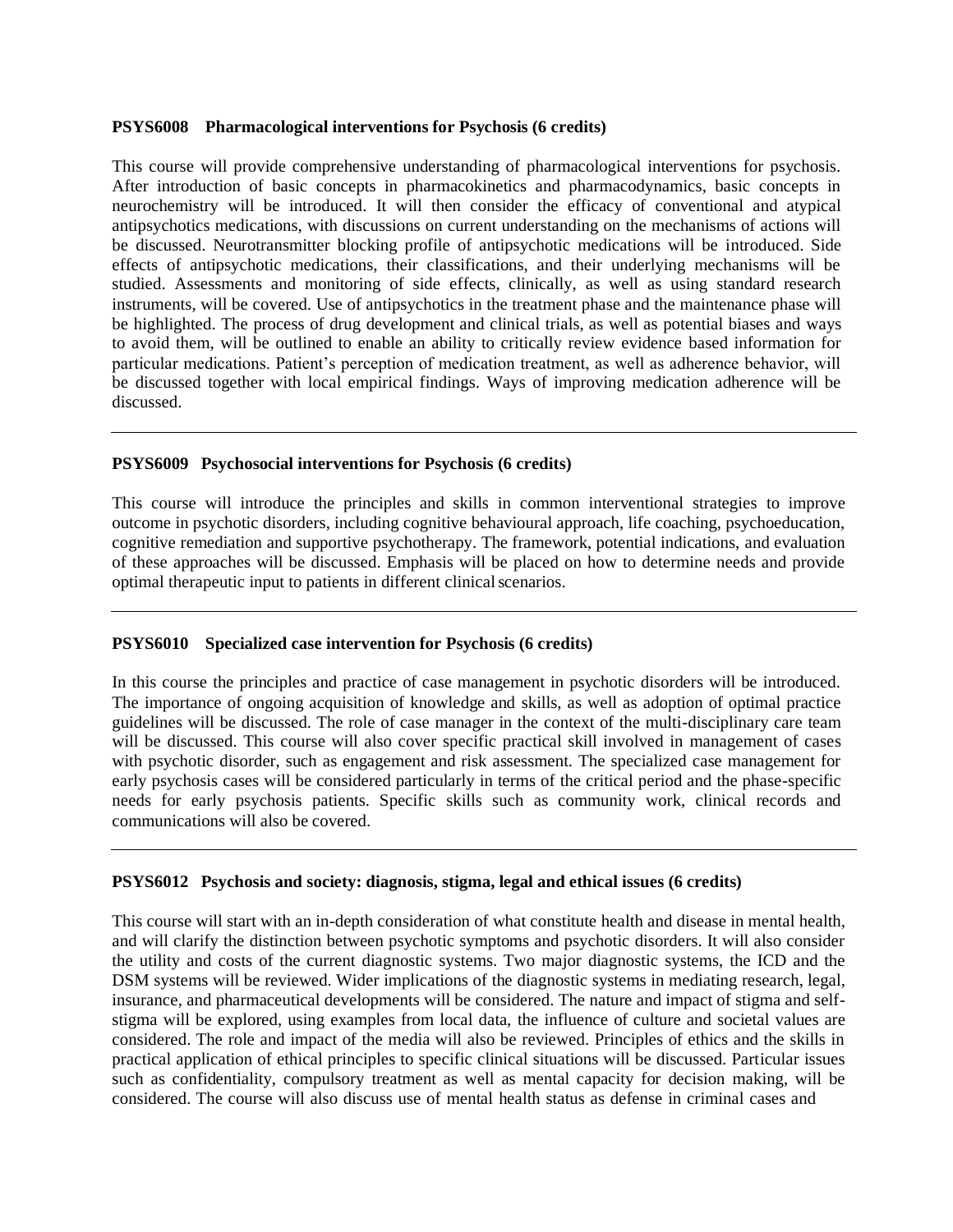**PSYS6008 Pharmacological interventions for Psychosis (6 credits)**

This course will provide comprehensive understanding of pharmacological interventions for psychosis. After introduction of basic concepts in pharmacokinetics and pharmacodynamics, basic concepts in neurochemistry will be introduced. It will then consider the efficacy of conventional and atypical antipsychotics medications, with discussions on current understanding on the mechanisms of actions will be discussed. Neurotransmitter blocking profile of antipsychotic medications will be introduced. Side effects of antipsychotic medications, their classifications, and their underlying mechanisms will be studied. Assessments and monitoring of side effects, clinically, as well as using standard research instruments, will be covered. Use of antipsychotics in the treatment phase and the maintenance phase will be highlighted. The process of drug development and clinical trials, as well as potential biases and ways to avoid them, will be outlined to enable an ability to critically review evidence based information for particular medications. Patient's perception of medication treatment, as well as adherence behavior, will be discussed together with local empirical findings. Ways of improving medication adherence will be discussed.

---

**PSYS6009 Psychosocial interventions for Psychosis (6 credits)**

This course will introduce the principles and skills in common interventional strategies to improve outcome in psychotic disorders, including cognitive behavioural approach, life coaching, psychoeducation, cognitive remediation and supportive psychotherapy. The framework, potential indications, and evaluation of these approaches will be discussed. Emphasis will be placed on how to determine needs and provide optimal therapeutic input to patients in different clinical scenarios.

---

**PSYS6010 Specialized case intervention for Psychosis (6 credits)**

In this course the principles and practice of case management in psychotic disorders will be introduced. The importance of ongoing acquisition of knowledge and skills, as well as adoption of optimal practice guidelines will be discussed. The role of case manager in the context of the multi-disciplinary care team will be discussed. This course will also cover specific practical skill involved in management of cases with psychotic disorder, such as engagement and risk assessment. The specialized case management for early psychosis cases will be considered particularly in terms of the critical period and the phase-specific needs for early psychosis patients. Specific skills such as community work, clinical records and communications will also be covered.

---

**PSYS6012 Psychosis and society: diagnosis, stigma, legal and ethical issues (6 credits)**

This course will start with an in-depth consideration of what constitute health and disease in mental health, and will clarify the distinction between psychotic symptoms and psychotic disorders. It will also consider the utility and costs of the current diagnostic systems. Two major diagnostic systems, the ICD and the DSM systems will be reviewed. Wider implications of the diagnostic systems in mediating research, legal, insurance, and pharmaceutical developments will be considered. The nature and impact of stigma and self-stigma will be explored, using examples from local data, the influence of culture and societal values are considered. The role and impact of the media will also be reviewed. Principles of ethics and the skills in practical application of ethical principles to specific clinical situations will be discussed. Particular issues such as confidentiality, compulsory treatment as well as mental capacity for decision making, will be considered. The course will also discuss use of mental health status as defense in criminal cases and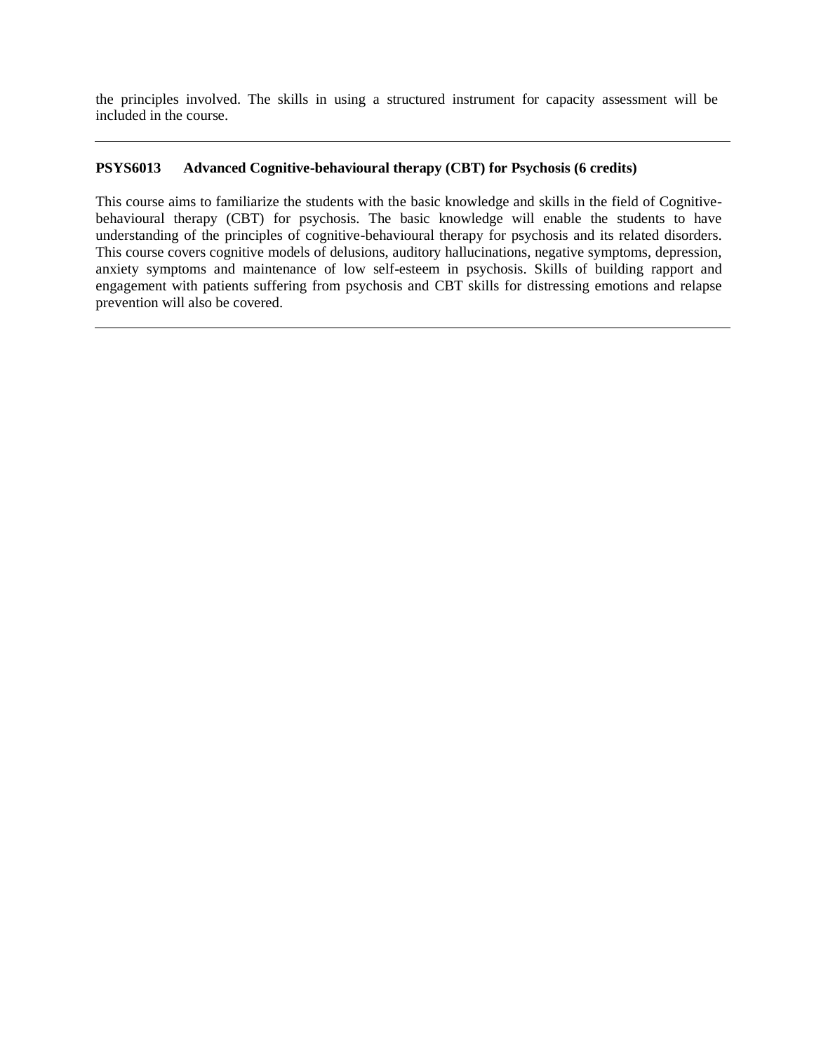the principles involved. The skills in using a structured instrument for capacity assessment will be included in the course.

---

**PSYS6013 Advanced Cognitive-behavioural therapy (CBT) for Psychosis (6 credits)**

This course aims to familiarize the students with the basic knowledge and skills in the field of Cognitive-behavioural therapy (CBT) for psychosis. The basic knowledge will enable the students to have understanding of the principles of cognitive-behavioural therapy for psychosis and its related disorders. This course covers cognitive models of delusions, auditory hallucinations, negative symptoms, depression, anxiety symptoms and maintenance of low self-esteem in psychosis. Skills of building rapport and engagement with patients suffering from psychosis and CBT skills for distressing emotions and relapse prevention will also be covered.

---